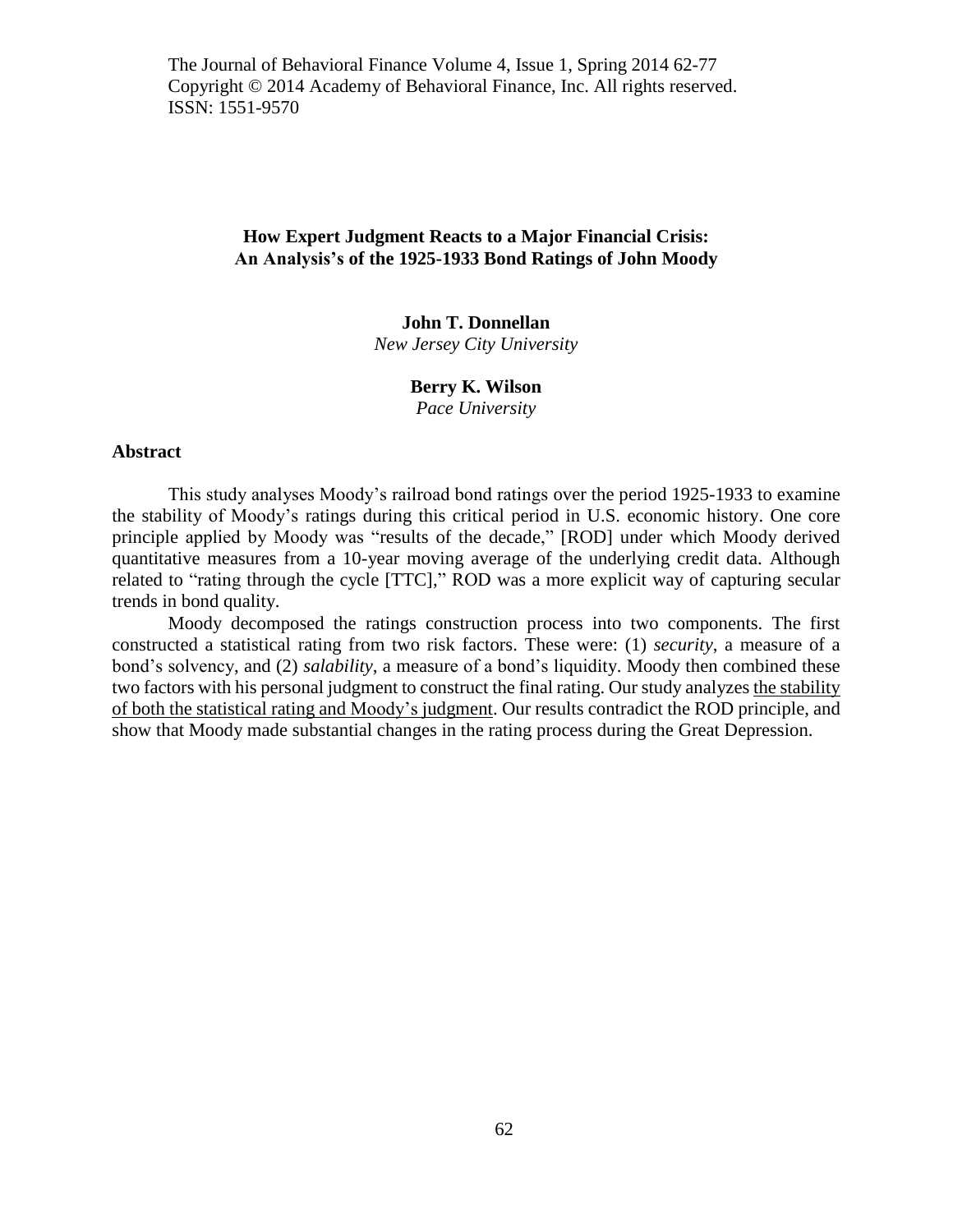# How Expert Judgment Reacts to a Major Financial Crisis: An Analysis's of the 1925-1933 Bond Ratings of John Moody

**John T. Donnellan**
*New Jersey City University*

**Berry K. Wilson**
*Pace University*

## Abstract

This study analyses Moody's railroad bond ratings over the period 1925-1933 to examine the stability of Moody's ratings during this critical period in U.S. economic history. One core principle applied by Moody was "results of the decade," [ROD] under which Moody derived quantitative measures from a 10-year moving average of the underlying credit data. Although related to "rating through the cycle [TTC]," ROD was a more explicit way of capturing secular trends in bond quality.

Moody decomposed the ratings construction process into two components. The first constructed a statistical rating from two risk factors. These were: (1) *security*, a measure of a bond's solvency, and (2) *salability*, a measure of a bond's liquidity. Moody then combined these two factors with his personal judgment to construct the final rating. Our study analyzes <u>the stability of both the statistical rating and Moody's judgment</u>. Our results contradict the ROD principle, and show that Moody made substantial changes in the rating process during the Great Depression.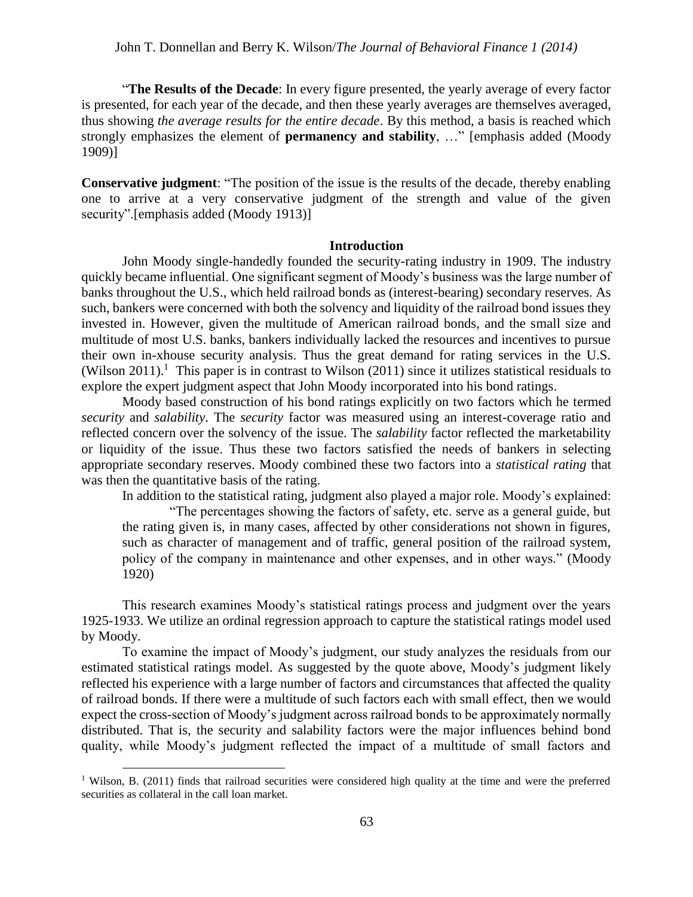"**The Results of the Decade**: In every figure presented, the yearly average of every factor is presented, for each year of the decade, and then these yearly averages are themselves averaged, thus showing *the average results for the entire decade*. By this method, a basis is reached which strongly emphasizes the element of **permanency and stability**, …" [emphasis added (Moody 1909)]

**Conservative judgment**: "The position of the issue is the results of the decade, thereby enabling one to arrive at a very conservative judgment of the strength and value of the given security".[emphasis added (Moody 1913)]

## Introduction

John Moody single-handedly founded the security-rating industry in 1909. The industry quickly became influential. One significant segment of Moody's business was the large number of banks throughout the U.S., which held railroad bonds as (interest-bearing) secondary reserves. As such, bankers were concerned with both the solvency and liquidity of the railroad bond issues they invested in. However, given the multitude of American railroad bonds, and the small size and multitude of most U.S. banks, bankers individually lacked the resources and incentives to pursue their own in-xhouse security analysis. Thus the great demand for rating services in the U.S. (Wilson 2011).[1] This paper is in contrast to Wilson (2011) since it utilizes statistical residuals to explore the expert judgment aspect that John Moody incorporated into his bond ratings.

Moody based construction of his bond ratings explicitly on two factors which he termed *security* and *salability*. The *security* factor was measured using an interest-coverage ratio and reflected concern over the solvency of the issue. The *salability* factor reflected the marketability or liquidity of the issue. Thus these two factors satisfied the needs of bankers in selecting appropriate secondary reserves. Moody combined these two factors into a *statistical rating* that was then the quantitative basis of the rating.

In addition to the statistical rating, judgment also played a major role. Moody's explained:

> "The percentages showing the factors of safety, etc. serve as a general guide, but the rating given is, in many cases, affected by other considerations not shown in figures, such as character of management and of traffic, general position of the railroad system, policy of the company in maintenance and other expenses, and in other ways." (Moody 1920)

This research examines Moody's statistical ratings process and judgment over the years 1925-1933. We utilize an ordinal regression approach to capture the statistical ratings model used by Moody.

To examine the impact of Moody's judgment, our study analyzes the residuals from our estimated statistical ratings model. As suggested by the quote above, Moody's judgment likely reflected his experience with a large number of factors and circumstances that affected the quality of railroad bonds. If there were a multitude of such factors each with small effect, then we would expect the cross-section of Moody's judgment across railroad bonds to be approximately normally distributed. That is, the security and salability factors were the major influences behind bond quality, while Moody's judgment reflected the impact of a multitude of small factors and

---

[1] Wilson, B. (2011) finds that railroad securities were considered high quality at the time and were the preferred securities as collateral in the call loan market.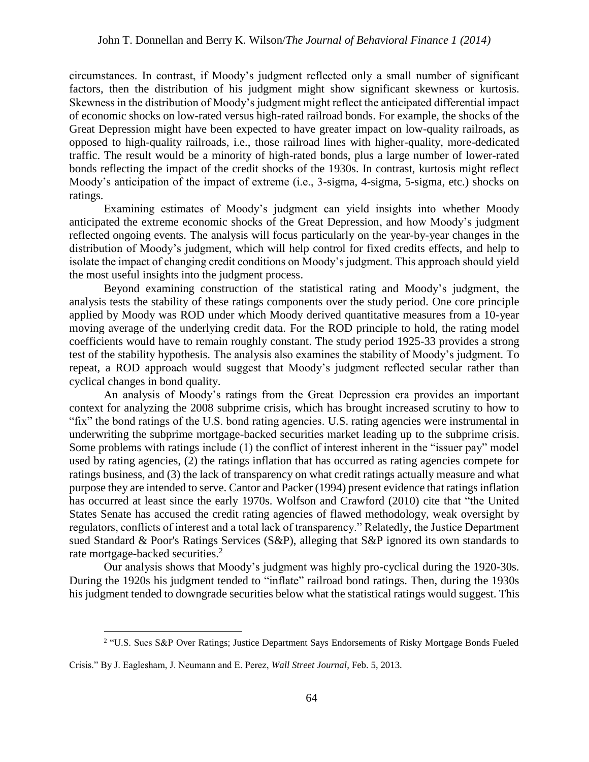circumstances. In contrast, if Moody's judgment reflected only a small number of significant factors, then the distribution of his judgment might show significant skewness or kurtosis. Skewness in the distribution of Moody's judgment might reflect the anticipated differential impact of economic shocks on low-rated versus high-rated railroad bonds. For example, the shocks of the Great Depression might have been expected to have greater impact on low-quality railroads, as opposed to high-quality railroads, i.e., those railroad lines with higher-quality, more-dedicated traffic. The result would be a minority of high-rated bonds, plus a large number of lower-rated bonds reflecting the impact of the credit shocks of the 1930s. In contrast, kurtosis might reflect Moody's anticipation of the impact of extreme (i.e., 3-sigma, 4-sigma, 5-sigma, etc.) shocks on ratings.

Examining estimates of Moody's judgment can yield insights into whether Moody anticipated the extreme economic shocks of the Great Depression, and how Moody's judgment reflected ongoing events. The analysis will focus particularly on the year-by-year changes in the distribution of Moody's judgment, which will help control for fixed credits effects, and help to isolate the impact of changing credit conditions on Moody's judgment. This approach should yield the most useful insights into the judgment process.

Beyond examining construction of the statistical rating and Moody's judgment, the analysis tests the stability of these ratings components over the study period. One core principle applied by Moody was ROD under which Moody derived quantitative measures from a 10-year moving average of the underlying credit data. For the ROD principle to hold, the rating model coefficients would have to remain roughly constant. The study period 1925-33 provides a strong test of the stability hypothesis. The analysis also examines the stability of Moody's judgment. To repeat, a ROD approach would suggest that Moody's judgment reflected secular rather than cyclical changes in bond quality.

An analysis of Moody's ratings from the Great Depression era provides an important context for analyzing the 2008 subprime crisis, which has brought increased scrutiny to how to "fix" the bond ratings of the U.S. bond rating agencies. U.S. rating agencies were instrumental in underwriting the subprime mortgage-backed securities market leading up to the subprime crisis. Some problems with ratings include (1) the conflict of interest inherent in the "issuer pay" model used by rating agencies, (2) the ratings inflation that has occurred as rating agencies compete for ratings business, and (3) the lack of transparency on what credit ratings actually measure and what purpose they are intended to serve. Cantor and Packer (1994) present evidence that ratings inflation has occurred at least since the early 1970s. Wolfson and Crawford (2010) cite that "the United States Senate has accused the credit rating agencies of flawed methodology, weak oversight by regulators, conflicts of interest and a total lack of transparency." Relatedly, the Justice Department sued Standard & Poor's Ratings Services (S&P), alleging that S&P ignored its own standards to rate mortgage-backed securities.[2]

Our analysis shows that Moody's judgment was highly pro-cyclical during the 1920-30s. During the 1920s his judgment tended to "inflate" railroad bond ratings. Then, during the 1930s his judgment tended to downgrade securities below what the statistical ratings would suggest. This

[2] "U.S. Sues S&P Over Ratings; Justice Department Says Endorsements of Risky Mortgage Bonds Fueled Crisis." By J. Eaglesham, J. Neumann and E. Perez, *Wall Street Journal*, Feb. 5, 2013.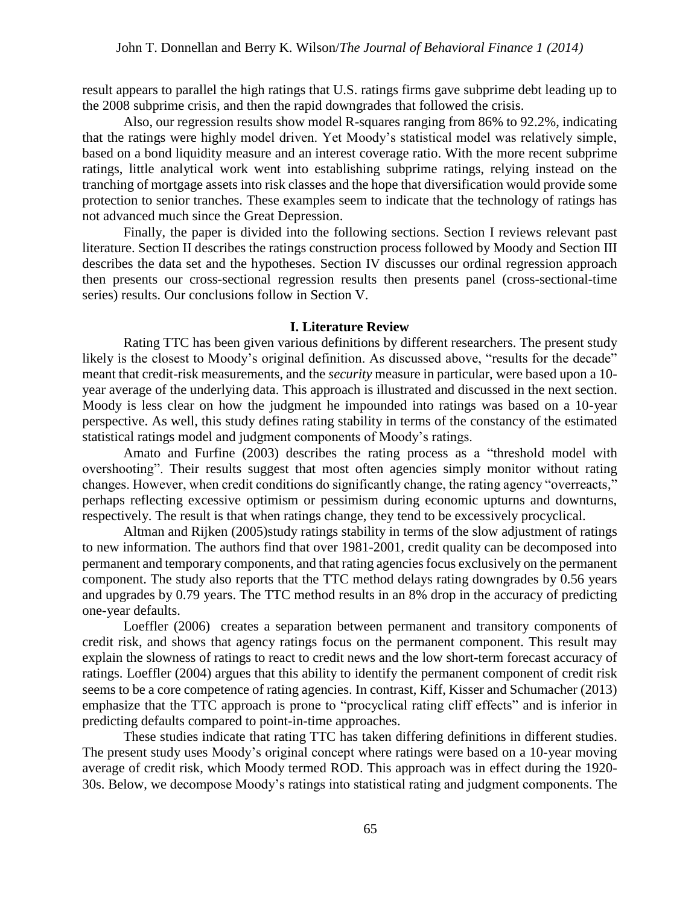result appears to parallel the high ratings that U.S. ratings firms gave subprime debt leading up to the 2008 subprime crisis, and then the rapid downgrades that followed the crisis.

Also, our regression results show model R-squares ranging from 86% to 92.2%, indicating that the ratings were highly model driven. Yet Moody's statistical model was relatively simple, based on a bond liquidity measure and an interest coverage ratio. With the more recent subprime ratings, little analytical work went into establishing subprime ratings, relying instead on the tranching of mortgage assets into risk classes and the hope that diversification would provide some protection to senior tranches. These examples seem to indicate that the technology of ratings has not advanced much since the Great Depression.

Finally, the paper is divided into the following sections. Section I reviews relevant past literature. Section II describes the ratings construction process followed by Moody and Section III describes the data set and the hypotheses. Section IV discusses our ordinal regression approach then presents our cross-sectional regression results then presents panel (cross-sectional-time series) results. Our conclusions follow in Section V.

## I. Literature Review

Rating TTC has been given various definitions by different researchers. The present study likely is the closest to Moody's original definition. As discussed above, "results for the decade" meant that credit-risk measurements, and the *security* measure in particular, were based upon a 10-year average of the underlying data. This approach is illustrated and discussed in the next section. Moody is less clear on how the judgment he impounded into ratings was based on a 10-year perspective. As well, this study defines rating stability in terms of the constancy of the estimated statistical ratings model and judgment components of Moody's ratings.

Amato and Furfine (2003) describes the rating process as a "threshold model with overshooting". Their results suggest that most often agencies simply monitor without rating changes. However, when credit conditions do significantly change, the rating agency "overreacts," perhaps reflecting excessive optimism or pessimism during economic upturns and downturns, respectively. The result is that when ratings change, they tend to be excessively procyclical.

Altman and Rijken (2005)study ratings stability in terms of the slow adjustment of ratings to new information. The authors find that over 1981-2001, credit quality can be decomposed into permanent and temporary components, and that rating agencies focus exclusively on the permanent component. The study also reports that the TTC method delays rating downgrades by 0.56 years and upgrades by 0.79 years. The TTC method results in an 8% drop in the accuracy of predicting one-year defaults.

Loeffler (2006) creates a separation between permanent and transitory components of credit risk, and shows that agency ratings focus on the permanent component. This result may explain the slowness of ratings to react to credit news and the low short-term forecast accuracy of ratings. Loeffler (2004) argues that this ability to identify the permanent component of credit risk seems to be a core competence of rating agencies. In contrast, Kiff, Kisser and Schumacher (2013) emphasize that the TTC approach is prone to "procyclical rating cliff effects" and is inferior in predicting defaults compared to point-in-time approaches.

These studies indicate that rating TTC has taken differing definitions in different studies. The present study uses Moody's original concept where ratings were based on a 10-year moving average of credit risk, which Moody termed ROD. This approach was in effect during the 1920-30s. Below, we decompose Moody's ratings into statistical rating and judgment components. The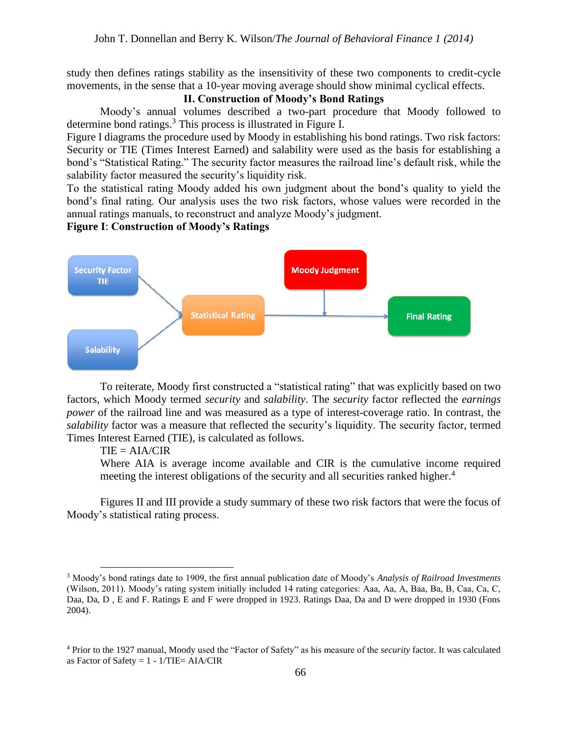study then defines ratings stability as the insensitivity of these two components to credit-cycle movements, in the sense that a 10-year moving average should show minimal cyclical effects.

## II. Construction of Moody's Bond Ratings

Moody's annual volumes described a two-part procedure that Moody followed to determine bond ratings.[3] This process is illustrated in Figure I.

Figure I diagrams the procedure used by Moody in establishing his bond ratings. Two risk factors: Security or TIE (Times Interest Earned) and salability were used as the basis for establishing a bond's "Statistical Rating." The security factor measures the railroad line's default risk, while the salability factor measured the security's liquidity risk.

To the statistical rating Moody added his own judgment about the bond's quality to yield the bond's final rating. Our analysis uses the two risk factors, whose values were recorded in the annual ratings manuals, to reconstruct and analyze Moody's judgment.

**Figure I**: **Construction of Moody's Ratings**

Security Factor TIE → Statistical Rating ← Salability

Statistical Rating → Final Rating (with Moody Judgment)

To reiterate, Moody first constructed a "statistical rating" that was explicitly based on two factors, which Moody termed *security* and *salability*. The *security* factor reflected the *earnings power* of the railroad line and was measured as a type of interest-coverage ratio. In contrast, the *salability* factor was a measure that reflected the security's liquidity. The security factor, termed Times Interest Earned (TIE), is calculated as follows.

$$TIE = AIA/CIR$$

Where AIA is average income available and CIR is the cumulative income required meeting the interest obligations of the security and all securities ranked higher.[4]

Figures II and III provide a study summary of these two risk factors that were the focus of Moody's statistical rating process.

---

[3] Moody's bond ratings date to 1909, the first annual publication date of Moody's *Analysis of Railroad Investments* (Wilson, 2011). Moody's rating system initially included 14 rating categories: Aaa, Aa, A, Baa, Ba, B, Caa, Ca, C, Daa, Da, D , E and F. Ratings E and F were dropped in 1923. Ratings Daa, Da and D were dropped in 1930 (Fons 2004).

[4] Prior to the 1927 manual, Moody used the "Factor of Safety" as his measure of the *security* factor. It was calculated as Factor of Safety = 1 - 1/TIE= AIA/CIR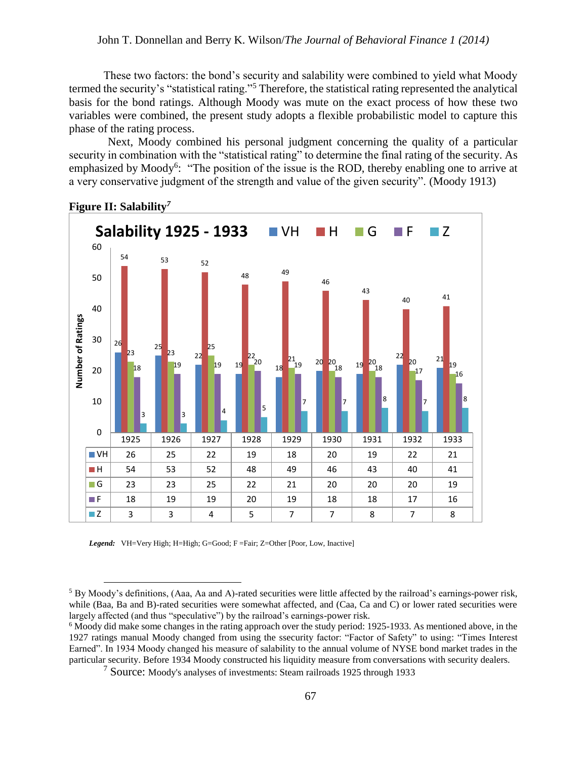These two factors: the bond's security and salability were combined to yield what Moody termed the security's "statistical rating."[5] Therefore, the statistical rating represented the analytical basis for the bond ratings. Although Moody was mute on the exact process of how these two variables were combined, the present study adopts a flexible probabilistic model to capture this phase of the rating process.

Next, Moody combined his personal judgment concerning the quality of a particular security in combination with the "statistical rating" to determine the final rating of the security. As emphasized by Moody[6]: "The position of the issue is the ROD, thereby enabling one to arrive at a very conservative judgment of the strength and value of the given security". (Moody 1913)

**Figure II: Salability**[7]

Salability 1925 - 1933

| | 1925 | 1926 | 1927 | 1928 | 1929 | 1930 | 1931 | 1932 | 1933 |
|---|---|---|---|---|---|---|---|---|---|
| VH | 26 | 25 | 22 | 19 | 18 | 20 | 19 | 22 | 21 |
| H | 54 | 53 | 52 | 48 | 49 | 46 | 43 | 40 | 41 |
| G | 23 | 23 | 25 | 22 | 21 | 20 | 20 | 20 | 19 |
| F | 18 | 19 | 19 | 20 | 19 | 18 | 18 | 17 | 16 |
| Z | 3 | 3 | 4 | 5 | 7 | 7 | 8 | 7 | 8 |

*Legend:* VH=Very High; H=High; G=Good; F =Fair; Z=Other [Poor, Low, Inactive]

---

[5] By Moody's definitions, (Aaa, Aa and A)-rated securities were little affected by the railroad's earnings-power risk, while (Baa, Ba and B)-rated securities were somewhat affected, and (Caa, Ca and C) or lower rated securities were largely affected (and thus "speculative") by the railroad's earnings-power risk.

[6] Moody did make some changes in the rating approach over the study period: 1925-1933. As mentioned above, in the 1927 ratings manual Moody changed from using the ssecurity factor: "Factor of Safety" to using: "Times Interest Earned". In 1934 Moody changed his measure of salability to the annual volume of NYSE bond market trades in the particular security. Before 1934 Moody constructed his liquidity measure from conversations with security dealers.

[7] Source: Moody's analyses of investments: Steam railroads 1925 through 1933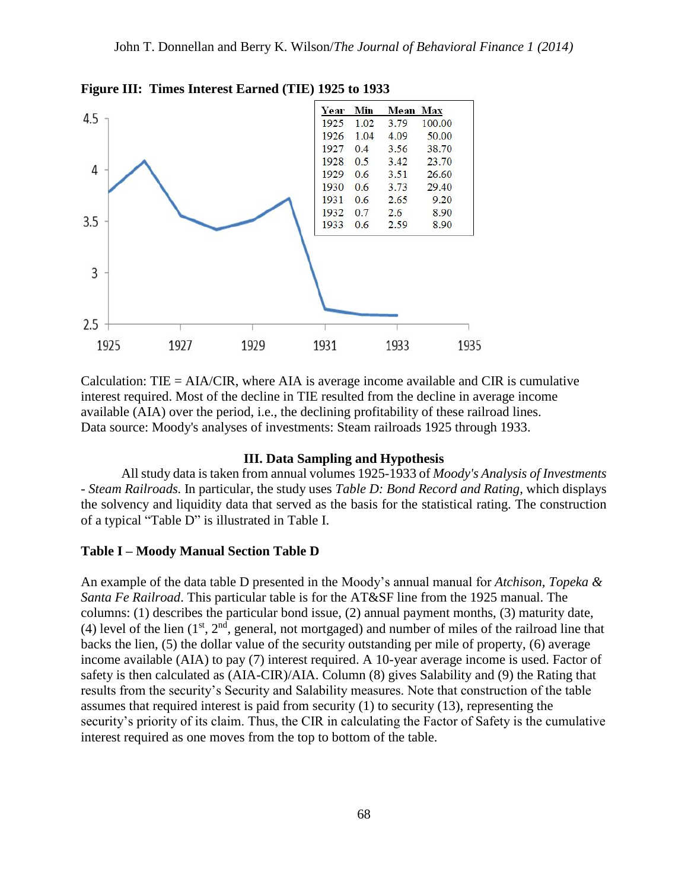**Figure III: Times Interest Earned (TIE) 1925 to 1933**

| Year | Min | Mean | Max |
|---|---|---|---|
| 1925 | 1.02 | 3.79 | 100.00 |
| 1926 | 1.04 | 4.09 | 50.00 |
| 1927 | 0.4 | 3.56 | 38.70 |
| 1928 | 0.5 | 3.42 | 23.70 |
| 1929 | 0.6 | 3.51 | 26.60 |
| 1930 | 0.6 | 3.73 | 29.40 |
| 1931 | 0.6 | 2.65 | 9.20 |
| 1932 | 0.7 | 2.6 | 8.90 |
| 1933 | 0.6 | 2.59 | 8.90 |

Calculation: TIE = AIA/CIR, where AIA is average income available and CIR is cumulative interest required. Most of the decline in TIE resulted from the decline in average income available (AIA) over the period, i.e., the declining profitability of these railroad lines. Data source: Moody's analyses of investments: Steam railroads 1925 through 1933.

## III. Data Sampling and Hypothesis

All study data is taken from annual volumes 1925-1933 of *Moody's Analysis of Investments - Steam Railroads.* In particular, the study uses *Table D: Bond Record and Rating*, which displays the solvency and liquidity data that served as the basis for the statistical rating. The construction of a typical "Table D" is illustrated in Table I.

### Table I – Moody Manual Section Table D

An example of the data table D presented in the Moody's annual manual for *Atchison, Topeka & Santa Fe Railroad*. This particular table is for the AT&SF line from the 1925 manual. The columns: (1) describes the particular bond issue, (2) annual payment months, (3) maturity date, (4) level of the lien (1st, 2nd, general, not mortgaged) and number of miles of the railroad line that backs the lien, (5) the dollar value of the security outstanding per mile of property, (6) average income available (AIA) to pay (7) interest required. A 10-year average income is used. Factor of safety is then calculated as (AIA-CIR)/AIA. Column (8) gives Salability and (9) the Rating that results from the security's Security and Salability measures. Note that construction of the table assumes that required interest is paid from security (1) to security (13), representing the security's priority of its claim. Thus, the CIR in calculating the Factor of Safety is the cumulative interest required as one moves from the top to bottom of the table.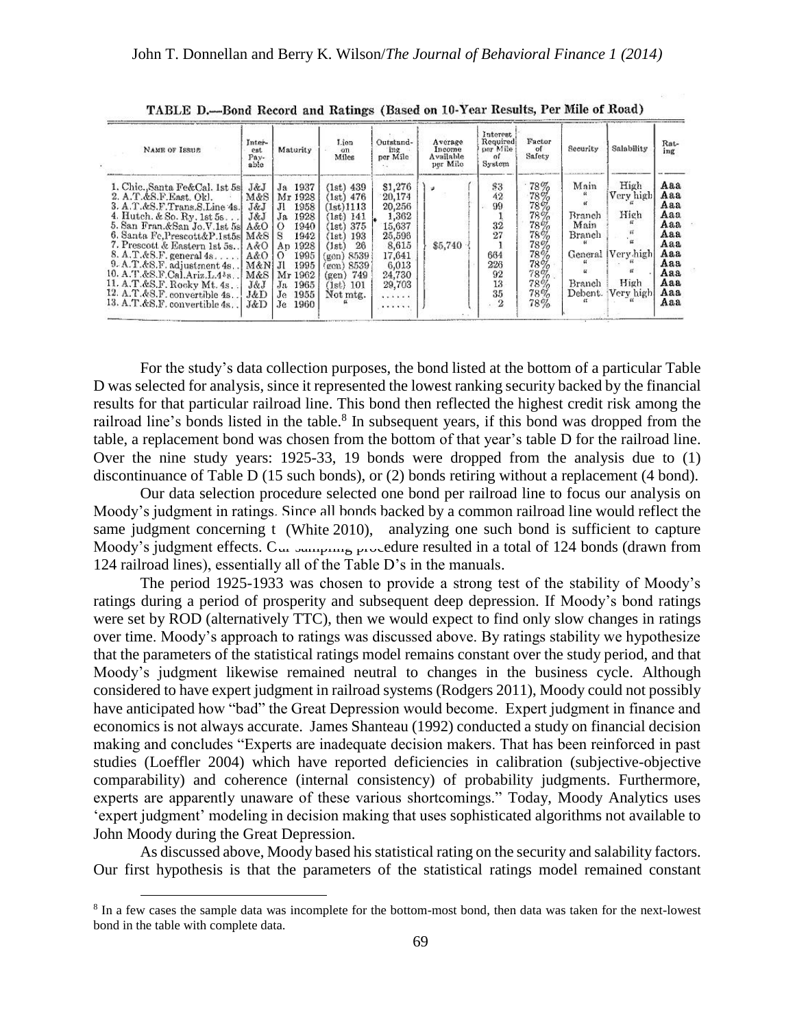TABLE D.—Bond Record and Ratings (Based on 10-Year Results, Per Mile of Road)

| Name of Issue | Interest Payable | Maturity | Lien on Miles | Outstanding per Mile | Average Income Available per Mile | Interest Required per Mile of System | Factor of Safety | Security | Salability | Rating |
|---|---|---|---|---|---|---|---|---|---|---|
| 1. Chic.,Santa Fe&Cal. 1st 5s | J&J | Ja 1937 | (1st) 439 | $1,276 | $5,740 | $3 | 78% | Main | High | Aaa |
| 2. A.T.&S.F.East. Okl. | M&S | Mr 1928 | (1st) 476 | 20,174 | | 42 | 78% | " | Very high | Aaa |
| 3. A.T.&S.F.Trans.S.Line 4s | J&J | Jl 1958 | (1st) 1113 | 20,256 | | 99 | 78% | " | " | Aaa |
| 4. Hutch. & So. Ry. 1st 5s | J&J | Ja 1928 | (1st) 141 | 1,362 | | 1 | 78% | Branch | High | Aaa |
| 5. San Fran.&San Jo.V.1st 5s | A&O | O 1940 | (1st) 375 | 15,637 | | 32 | 78% | Main | " | Aaa |
| 6. Santa Fe,Prescott&P.1st5s | M&S | S 1942 | (1st) 193 | 25,596 | | 27 | 78% | Branch | " | Aaa |
| 7. Prescott & Eastern 1st 5s | A&O | Ap 1928 | (1st) 26 | 8,615 | | 1 | 78% | " | " | Aaa |
| 8. A.T.&S.F. general 4s | A&O | O 1995 | (gen) 8539 | 17,641 | | 664 | 78% | General | Very high | Aaa |
| 9. A.T.&S.F. adjustment 4s | M&N | Jl 1995 | (gen) 8539 | 6,013 | | 226 | 78% | " | " | Aaa |
| 10. A.T.&S.F.Cal.Ariz.L.4½s | M&S | Mr 1962 | (gen) 749 | 24,730 | | 92 | 78% | " | " | Aaa |
| 11. A.T.&S.F. Rocky Mt. 4s | J&J | Ja 1965 | (1st) 101 | 29,703 | | 13 | 78% | Branch | High | Aaa |
| 12. A.T.&S.F. convertible 4s | J&D | Je 1955 | Not mtg. | ...... | | 35 | 78% | Debent. | Very high | Aaa |
| 13. A.T.&S.F. convertible 4s | J&D | Je 1960 | " | ...... | | 2 | 78% | " | " | Aaa |

For the study's data collection purposes, the bond listed at the bottom of a particular Table D was selected for analysis, since it represented the lowest ranking security backed by the financial results for that particular railroad line. This bond then reflected the highest credit risk among the railroad line's bonds listed in the table.[8] In subsequent years, if this bond was dropped from the table, a replacement bond was chosen from the bottom of that year's table D for the railroad line. Over the nine study years: 1925-33, 19 bonds were dropped from the analysis due to (1) discontinuance of Table D (15 such bonds), or (2) bonds retiring without a replacement (4 bond).

Our data selection procedure selected one bond per railroad line to focus our analysis on Moody's judgment in ratings. Since all bonds backed by a common railroad line would reflect the same judgment concerning t (White 2010), analyzing one such bond is sufficient to capture Moody's judgment effects. Our sampling procedure resulted in a total of 124 bonds (drawn from 124 railroad lines), essentially all of the Table D's in the manuals.

The period 1925-1933 was chosen to provide a strong test of the stability of Moody's ratings during a period of prosperity and subsequent deep depression. If Moody's bond ratings were set by ROD (alternatively TTC), then we would expect to find only slow changes in ratings over time. Moody's approach to ratings was discussed above. By ratings stability we hypothesize that the parameters of the statistical ratings model remains constant over the study period, and that Moody's judgment likewise remained neutral to changes in the business cycle. Although considered to have expert judgment in railroad systems (Rodgers 2011), Moody could not possibly have anticipated how "bad" the Great Depression would become. Expert judgment in finance and economics is not always accurate. James Shanteau (1992) conducted a study on financial decision making and concludes "Experts are inadequate decision makers. That has been reinforced in past studies (Loeffler 2004) which have reported deficiencies in calibration (subjective-objective comparability) and coherence (internal consistency) of probability judgments. Furthermore, experts are apparently unaware of these various shortcomings." Today, Moody Analytics uses 'expert judgment' modeling in decision making that uses sophisticated algorithms not available to John Moody during the Great Depression.

As discussed above, Moody based his statistical rating on the security and salability factors. Our first hypothesis is that the parameters of the statistical ratings model remained constant

[8] In a few cases the sample data was incomplete for the bottom-most bond, then data was taken for the next-lowest bond in the table with complete data.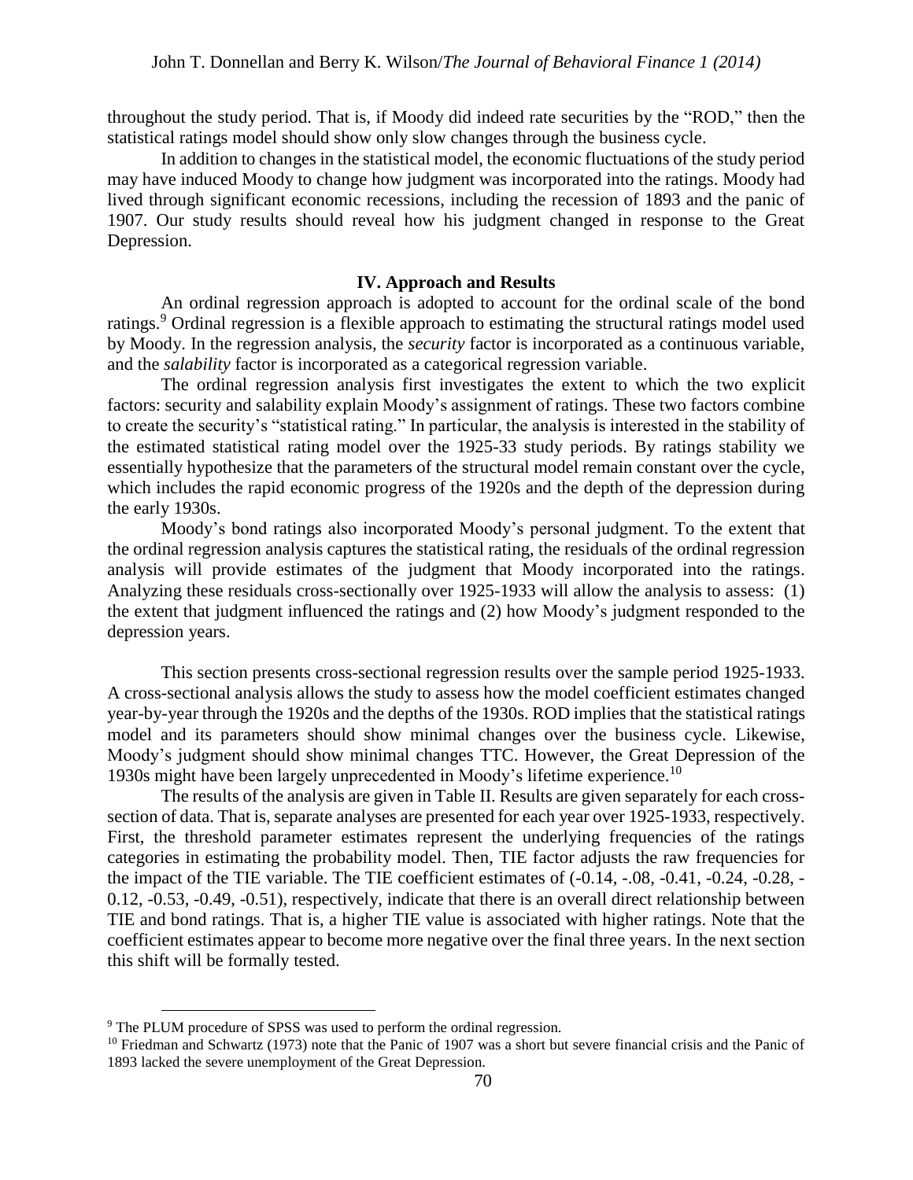throughout the study period. That is, if Moody did indeed rate securities by the "ROD," then the statistical ratings model should show only slow changes through the business cycle.

In addition to changes in the statistical model, the economic fluctuations of the study period may have induced Moody to change how judgment was incorporated into the ratings. Moody had lived through significant economic recessions, including the recession of 1893 and the panic of 1907. Our study results should reveal how his judgment changed in response to the Great Depression.

## IV. Approach and Results

An ordinal regression approach is adopted to account for the ordinal scale of the bond ratings.[9] Ordinal regression is a flexible approach to estimating the structural ratings model used by Moody. In the regression analysis, the *security* factor is incorporated as a continuous variable, and the *salability* factor is incorporated as a categorical regression variable.

The ordinal regression analysis first investigates the extent to which the two explicit factors: security and salability explain Moody's assignment of ratings. These two factors combine to create the security's "statistical rating." In particular, the analysis is interested in the stability of the estimated statistical rating model over the 1925-33 study periods. By ratings stability we essentially hypothesize that the parameters of the structural model remain constant over the cycle, which includes the rapid economic progress of the 1920s and the depth of the depression during the early 1930s.

Moody's bond ratings also incorporated Moody's personal judgment. To the extent that the ordinal regression analysis captures the statistical rating, the residuals of the ordinal regression analysis will provide estimates of the judgment that Moody incorporated into the ratings. Analyzing these residuals cross-sectionally over 1925-1933 will allow the analysis to assess: (1) the extent that judgment influenced the ratings and (2) how Moody's judgment responded to the depression years.

This section presents cross-sectional regression results over the sample period 1925-1933. A cross-sectional analysis allows the study to assess how the model coefficient estimates changed year-by-year through the 1920s and the depths of the 1930s. ROD implies that the statistical ratings model and its parameters should show minimal changes over the business cycle. Likewise, Moody's judgment should show minimal changes TTC. However, the Great Depression of the 1930s might have been largely unprecedented in Moody's lifetime experience.[10]

The results of the analysis are given in Table II. Results are given separately for each cross-section of data. That is, separate analyses are presented for each year over 1925-1933, respectively. First, the threshold parameter estimates represent the underlying frequencies of the ratings categories in estimating the probability model. Then, TIE factor adjusts the raw frequencies for the impact of the TIE variable. The TIE coefficient estimates of (-0.14, -.08, -0.41, -0.24, -0.28, -0.12, -0.53, -0.49, -0.51), respectively, indicate that there is an overall direct relationship between TIE and bond ratings. That is, a higher TIE value is associated with higher ratings. Note that the coefficient estimates appear to become more negative over the final three years. In the next section this shift will be formally tested.

---

[9] The PLUM procedure of SPSS was used to perform the ordinal regression.

[10] Friedman and Schwartz (1973) note that the Panic of 1907 was a short but severe financial crisis and the Panic of 1893 lacked the severe unemployment of the Great Depression.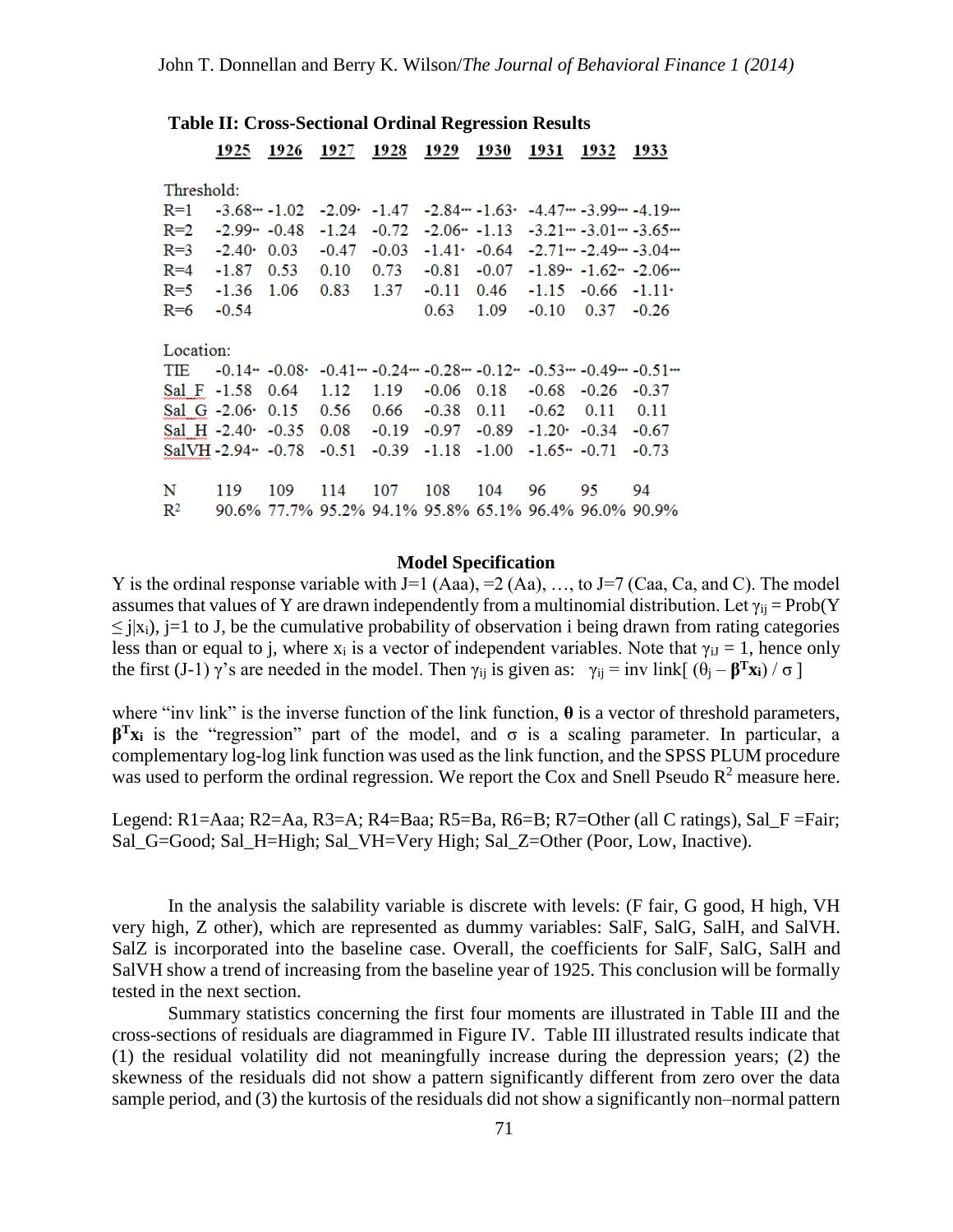**Table II: Cross-Sectional Ordinal Regression Results**

| | 1925 | 1926 | 1927 | 1928 | 1929 | 1930 | 1931 | 1932 | 1933 |
|---|---|---|---|---|---|---|---|---|---|
| Threshold: | | | | | | | | | |
| R=1 | -3.68*** | -1.02 | -2.09* | -1.47 | -2.84*** | -1.63* | -4.47*** | -3.99*** | -4.19*** |
| R=2 | -2.99** | -0.48 | -1.24 | -0.72 | -2.06** | -1.13 | -3.21*** | -3.01*** | -3.65*** |
| R=3 | -2.40* | 0.03 | -0.47 | -0.03 | -1.41* | -0.64 | -2.71*** | -2.49*** | -3.04*** |
| R=4 | -1.87 | 0.53 | 0.10 | 0.73 | -0.81 | -0.07 | -1.89** | -1.62** | -2.06*** |
| R=5 | -1.36 | 1.06 | 0.83 | 1.37 | -0.11 | 0.46 | -1.15 | -0.66 | -1.11* |
| R=6 | -0.54 | | | | 0.63 | 1.09 | -0.10 | 0.37 | -0.26 |
| Location: | | | | | | | | | |
| TIE | -0.14** | -0.08* | -0.41*** | -0.24*** | -0.28*** | -0.12** | -0.53*** | -0.49*** | -0.51*** |
| Sal_F | -1.58 | 0.64 | 1.12 | 1.19 | -0.06 | 0.18 | -0.68 | -0.26 | -0.37 |
| Sal_G | -2.06* | 0.15 | 0.56 | 0.66 | -0.38 | 0.11 | -0.62 | 0.11 | 0.11 |
| Sal_H | -2.40* | -0.35 | 0.08 | -0.19 | -0.97 | -0.89 | -1.20* | -0.34 | -0.67 |
| SalVH | -2.94** | -0.78 | -0.51 | -0.39 | -1.18 | -1.00 | -1.65** | -0.71 | -0.73 |
| N | 119 | 109 | 114 | 107 | 108 | 104 | 96 | 95 | 94 |
| $R^2$ | 90.6% | 77.7% | 95.2% | 94.1% | 95.8% | 65.1% | 96.4% | 96.0% | 90.9% |

**Model Specification**

Y is the ordinal response variable with J=1 (Aaa), =2 (Aa), …, to J=7 (Caa, Ca, and C). The model assumes that values of Y are drawn independently from a multinomial distribution. Let $\gamma_{ij} = \text{Prob}(Y \leq j|x_i)$, j=1 to J, be the cumulative probability of observation i being drawn from rating categories less than or equal to j, where $x_i$ is a vector of independent variables. Note that $\gamma_{iJ} = 1$, hence only the first (J-1) $\gamma$'s are needed in the model. Then $\gamma_{ij}$ is given as: $\gamma_{ij} = \text{inv link}[ (\theta_j - \boldsymbol{\beta}^T\mathbf{x}_i) / \sigma ]$

where "inv link" is the inverse function of the link function, $\boldsymbol{\theta}$ is a vector of threshold parameters, $\boldsymbol{\beta}^T\mathbf{x}_i$ is the "regression" part of the model, and $\sigma$ is a scaling parameter. In particular, a complementary log-log link function was used as the link function, and the SPSS PLUM procedure was used to perform the ordinal regression. We report the Cox and Snell Pseudo $R^2$ measure here.

Legend: R1=Aaa; R2=Aa, R3=A; R4=Baa; R5=Ba, R6=B; R7=Other (all C ratings), Sal_F =Fair; Sal_G=Good; Sal_H=High; Sal_VH=Very High; Sal_Z=Other (Poor, Low, Inactive).

In the analysis the salability variable is discrete with levels: (F fair, G good, H high, VH very high, Z other), which are represented as dummy variables: SalF, SalG, SalH, and SalVH. SalZ is incorporated into the baseline case. Overall, the coefficients for SalF, SalG, SalH and SalVH show a trend of increasing from the baseline year of 1925. This conclusion will be formally tested in the next section.

Summary statistics concerning the first four moments are illustrated in Table III and the cross-sections of residuals are diagrammed in Figure IV. Table III illustrated results indicate that (1) the residual volatility did not meaningfully increase during the depression years; (2) the skewness of the residuals did not show a pattern significantly different from zero over the data sample period, and (3) the kurtosis of the residuals did not show a significantly non–normal pattern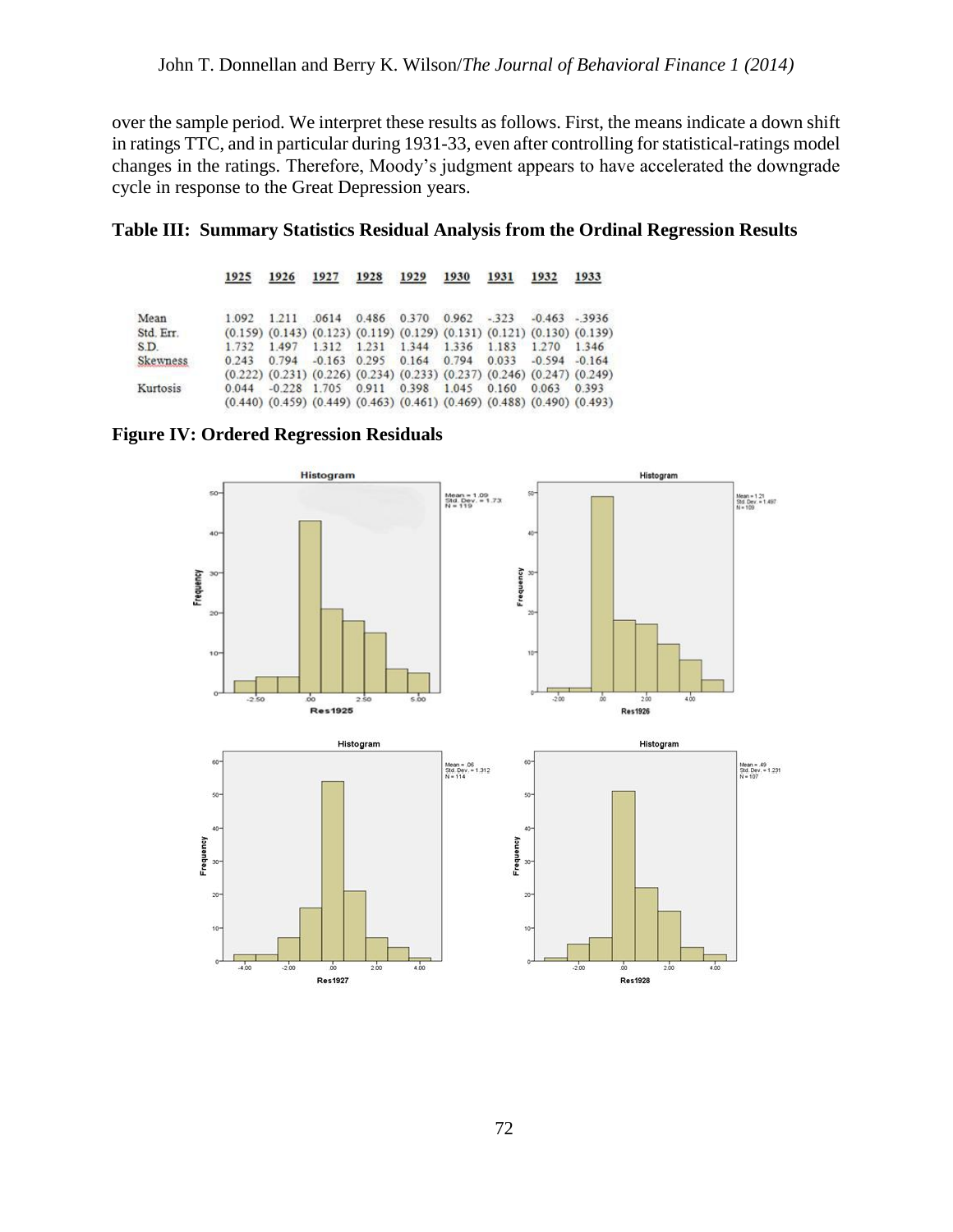over the sample period. We interpret these results as follows. First, the means indicate a down shift in ratings TTC, and in particular during 1931-33, even after controlling for statistical-ratings model changes in the ratings. Therefore, Moody's judgment appears to have accelerated the downgrade cycle in response to the Great Depression years.

**Table III: Summary Statistics Residual Analysis from the Ordinal Regression Results**

| | 1925 | 1926 | 1927 | 1928 | 1929 | 1930 | 1931 | 1932 | 1933 |
|---|---|---|---|---|---|---|---|---|---|
| Mean | 1.092 | 1.211 | .0614 | 0.486 | 0.370 | 0.962 | -.323 | -0.463 | -.3936 |
| Std. Err. | (0.159) | (0.143) | (0.123) | (0.119) | (0.129) | (0.131) | (0.121) | (0.130) | (0.139) |
| S.D. | 1.732 | 1.497 | 1.312 | 1.231 | 1.344 | 1.336 | 1.183 | 1.270 | 1.346 |
| Skewness | 0.243 | 0.794 | -0.163 | 0.295 | 0.164 | 0.794 | 0.033 | -0.594 | -0.164 |
| | (0.222) | (0.231) | (0.226) | (0.234) | (0.233) | (0.237) | (0.246) | (0.247) | (0.249) |
| Kurtosis | 0.044 | -0.228 | 1.705 | 0.911 | 0.398 | 1.045 | 0.160 | 0.063 | 0.393 |
| | (0.440) | (0.459) | (0.449) | (0.463) | (0.461) | (0.469) | (0.488) | (0.490) | (0.493) |

**Figure IV: Ordered Regression Residuals**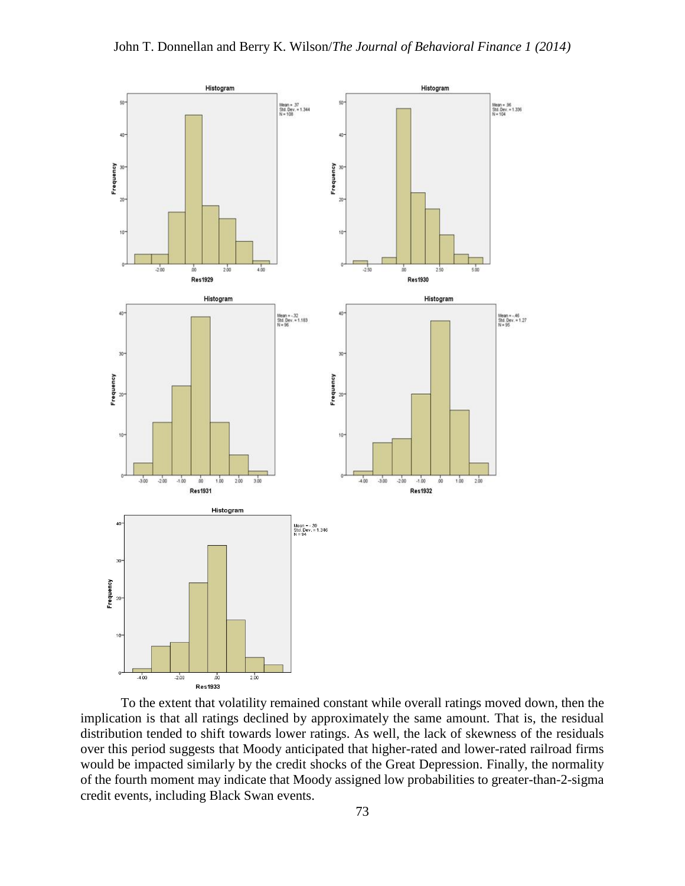To the extent that volatility remained constant while overall ratings moved down, then the implication is that all ratings declined by approximately the same amount. That is, the residual distribution tended to shift towards lower ratings. As well, the lack of skewness of the residuals over this period suggests that Moody anticipated that higher-rated and lower-rated railroad firms would be impacted similarly by the credit shocks of the Great Depression. Finally, the normality of the fourth moment may indicate that Moody assigned low probabilities to greater-than-2-sigma credit events, including Black Swan events.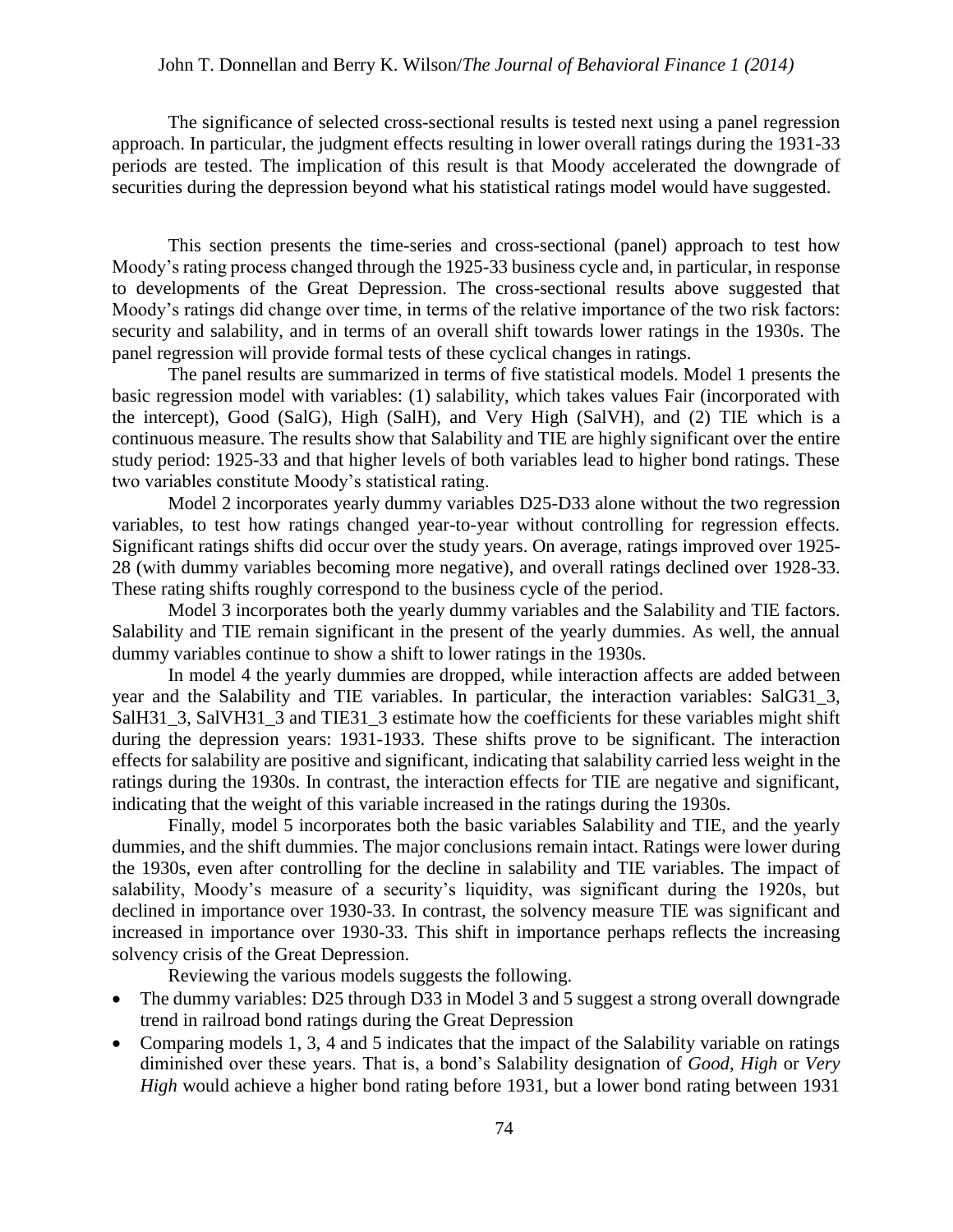The significance of selected cross-sectional results is tested next using a panel regression approach. In particular, the judgment effects resulting in lower overall ratings during the 1931-33 periods are tested. The implication of this result is that Moody accelerated the downgrade of securities during the depression beyond what his statistical ratings model would have suggested.

This section presents the time-series and cross-sectional (panel) approach to test how Moody's rating process changed through the 1925-33 business cycle and, in particular, in response to developments of the Great Depression. The cross-sectional results above suggested that Moody's ratings did change over time, in terms of the relative importance of the two risk factors: security and salability, and in terms of an overall shift towards lower ratings in the 1930s. The panel regression will provide formal tests of these cyclical changes in ratings.

The panel results are summarized in terms of five statistical models. Model 1 presents the basic regression model with variables: (1) salability, which takes values Fair (incorporated with the intercept), Good (SalG), High (SalH), and Very High (SalVH), and (2) TIE which is a continuous measure. The results show that Salability and TIE are highly significant over the entire study period: 1925-33 and that higher levels of both variables lead to higher bond ratings. These two variables constitute Moody's statistical rating.

Model 2 incorporates yearly dummy variables D25-D33 alone without the two regression variables, to test how ratings changed year-to-year without controlling for regression effects. Significant ratings shifts did occur over the study years. On average, ratings improved over 1925-28 (with dummy variables becoming more negative), and overall ratings declined over 1928-33. These rating shifts roughly correspond to the business cycle of the period.

Model 3 incorporates both the yearly dummy variables and the Salability and TIE factors. Salability and TIE remain significant in the present of the yearly dummies. As well, the annual dummy variables continue to show a shift to lower ratings in the 1930s.

In model 4 the yearly dummies are dropped, while interaction affects are added between year and the Salability and TIE variables. In particular, the interaction variables: SalG31_3, SalH31_3, SalVH31_3 and TIE31_3 estimate how the coefficients for these variables might shift during the depression years: 1931-1933. These shifts prove to be significant. The interaction effects for salability are positive and significant, indicating that salability carried less weight in the ratings during the 1930s. In contrast, the interaction effects for TIE are negative and significant, indicating that the weight of this variable increased in the ratings during the 1930s.

Finally, model 5 incorporates both the basic variables Salability and TIE, and the yearly dummies, and the shift dummies. The major conclusions remain intact. Ratings were lower during the 1930s, even after controlling for the decline in salability and TIE variables. The impact of salability, Moody's measure of a security's liquidity, was significant during the 1920s, but declined in importance over 1930-33. In contrast, the solvency measure TIE was significant and increased in importance over 1930-33. This shift in importance perhaps reflects the increasing solvency crisis of the Great Depression.

Reviewing the various models suggests the following.

- The dummy variables: D25 through D33 in Model 3 and 5 suggest a strong overall downgrade trend in railroad bond ratings during the Great Depression
- Comparing models 1, 3, 4 and 5 indicates that the impact of the Salability variable on ratings diminished over these years. That is, a bond's Salability designation of *Good*, *High* or *Very High* would achieve a higher bond rating before 1931, but a lower bond rating between 1931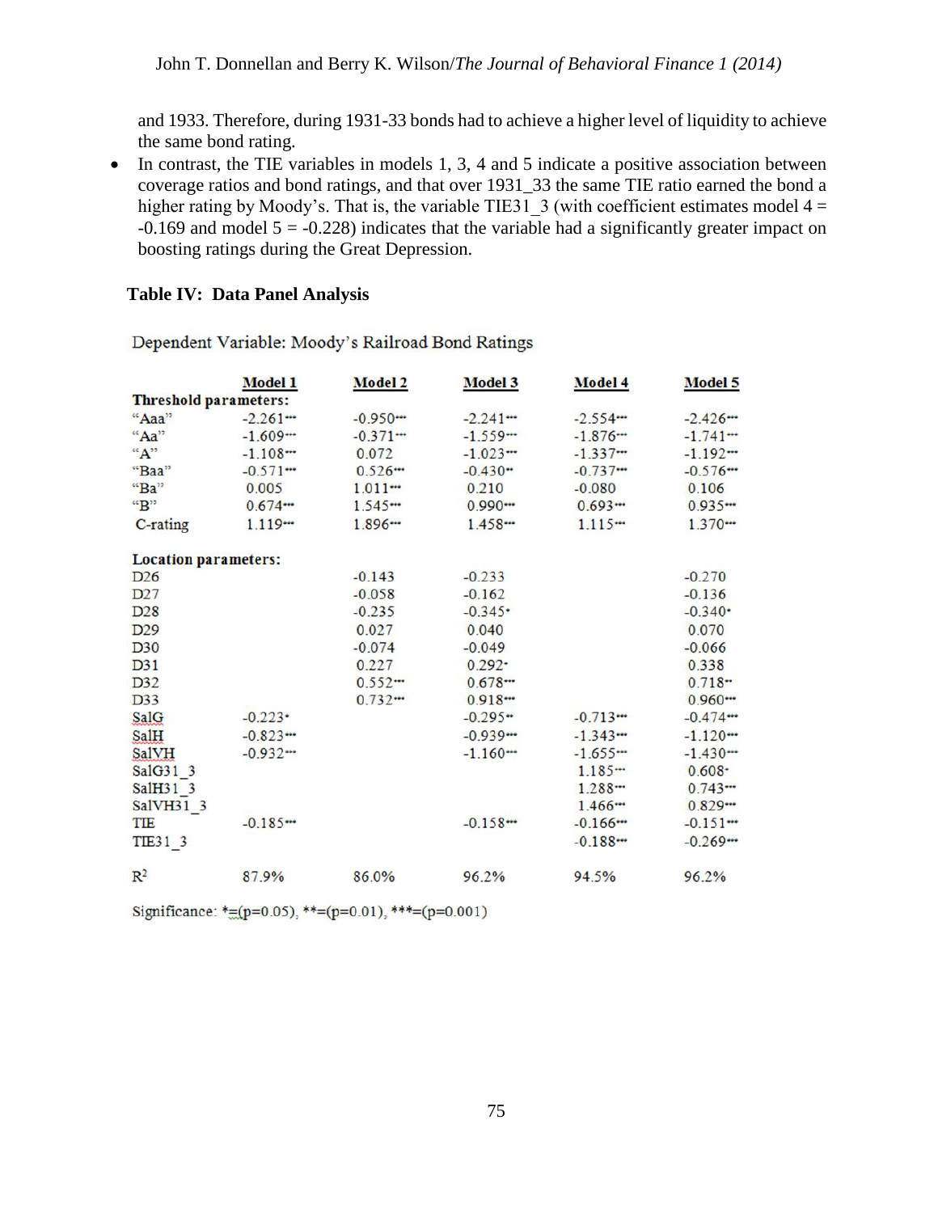and 1933. Therefore, during 1931-33 bonds had to achieve a higher level of liquidity to achieve the same bond rating.

- In contrast, the TIE variables in models 1, 3, 4 and 5 indicate a positive association between coverage ratios and bond ratings, and that over 1931_33 the same TIE ratio earned the bond a higher rating by Moody's. That is, the variable TIE31_3 (with coefficient estimates model 4 = -0.169 and model 5 = -0.228) indicates that the variable had a significantly greater impact on boosting ratings during the Great Depression.

**Table IV: Data Panel Analysis**

Dependent Variable: Moody's Railroad Bond Ratings

| | Model 1 | Model 2 | Model 3 | Model 4 | Model 5 |
|---|---|---|---|---|---|
| **Threshold parameters:** | | | | | |
| "Aaa" | -2.261*** | -0.950*** | -2.241*** | -2.554*** | -2.426*** |
| "Aa" | -1.609*** | -0.371*** | -1.559*** | -1.876*** | -1.741*** |
| "A" | -1.108*** | 0.072 | -1.023*** | -1.337*** | -1.192*** |
| "Baa" | -0.571*** | 0.526*** | -0.430** | -0.737*** | -0.576*** |
| "Ba" | 0.005 | 1.011*** | 0.210 | -0.080 | 0.106 |
| "B" | 0.674*** | 1.545*** | 0.990*** | 0.693*** | 0.935*** |
| C-rating | 1.119*** | 1.896*** | 1.458*** | 1.115*** | 1.370*** |
| **Location parameters:** | | | | | |
| D26 | | -0.143 | -0.233 | | -0.270 |
| D27 | | -0.058 | -0.162 | | -0.136 |
| D28 | | -0.235 | -0.345* | | -0.340* |
| D29 | | 0.027 | 0.040 | | 0.070 |
| D30 | | -0.074 | -0.049 | | -0.066 |
| D31 | | 0.227 | 0.292* | | 0.338 |
| D32 | | 0.552*** | 0.678*** | | 0.718** |
| D33 | | 0.732*** | 0.918*** | | 0.960*** |
| SalG | -0.223* | | -0.295** | -0.713*** | -0.474*** |
| SalH | -0.823*** | | -0.939*** | -1.343*** | -1.120*** |
| SalVH | -0.932*** | | -1.160*** | -1.655*** | -1.430*** |
| SalG31_3 | | | | 1.185*** | 0.608* |
| SalH31_3 | | | | 1.288*** | 0.743*** |
| SalVH31_3 | | | | 1.466*** | 0.829*** |
| TIE | -0.185*** | | -0.158*** | -0.166*** | -0.151*** |
| TIE31_3 | | | | -0.188*** | -0.269*** |
| $R^2$ | 87.9% | 86.0% | 96.2% | 94.5% | 96.2% |

Significance: *=(p=0.05), **=(p=0.01), ***=(p=0.001)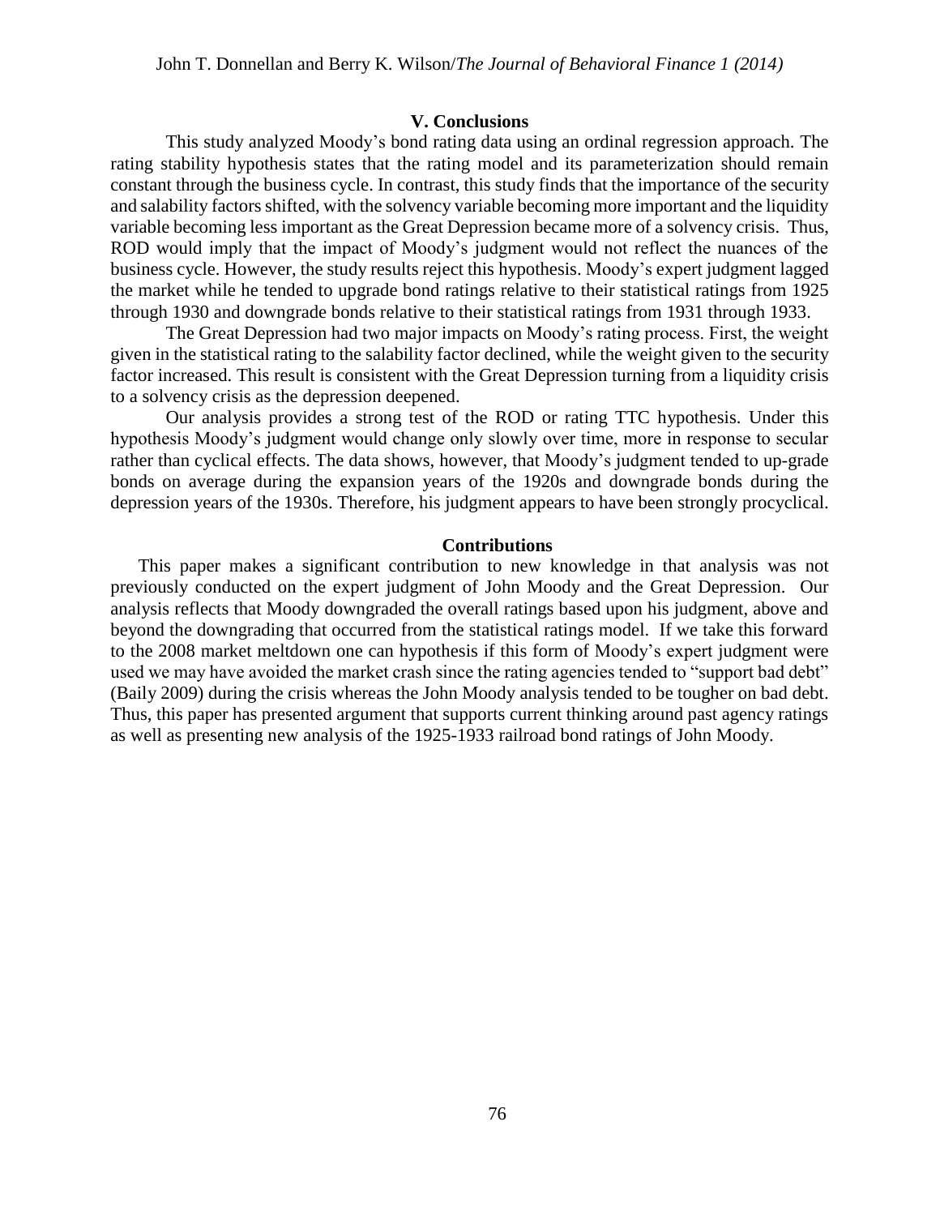## V. Conclusions

This study analyzed Moody's bond rating data using an ordinal regression approach. The rating stability hypothesis states that the rating model and its parameterization should remain constant through the business cycle. In contrast, this study finds that the importance of the security and salability factors shifted, with the solvency variable becoming more important and the liquidity variable becoming less important as the Great Depression became more of a solvency crisis. Thus, ROD would imply that the impact of Moody's judgment would not reflect the nuances of the business cycle. However, the study results reject this hypothesis. Moody's expert judgment lagged the market while he tended to upgrade bond ratings relative to their statistical ratings from 1925 through 1930 and downgrade bonds relative to their statistical ratings from 1931 through 1933.

The Great Depression had two major impacts on Moody's rating process. First, the weight given in the statistical rating to the salability factor declined, while the weight given to the security factor increased. This result is consistent with the Great Depression turning from a liquidity crisis to a solvency crisis as the depression deepened.

Our analysis provides a strong test of the ROD or rating TTC hypothesis. Under this hypothesis Moody's judgment would change only slowly over time, more in response to secular rather than cyclical effects. The data shows, however, that Moody's judgment tended to up-grade bonds on average during the expansion years of the 1920s and downgrade bonds during the depression years of the 1930s. Therefore, his judgment appears to have been strongly procyclical.

### Contributions

This paper makes a significant contribution to new knowledge in that analysis was not previously conducted on the expert judgment of John Moody and the Great Depression. Our analysis reflects that Moody downgraded the overall ratings based upon his judgment, above and beyond the downgrading that occurred from the statistical ratings model. If we take this forward to the 2008 market meltdown one can hypothesis if this form of Moody's expert judgment were used we may have avoided the market crash since the rating agencies tended to "support bad debt" (Baily 2009) during the crisis whereas the John Moody analysis tended to be tougher on bad debt. Thus, this paper has presented argument that supports current thinking around past agency ratings as well as presenting new analysis of the 1925-1933 railroad bond ratings of John Moody.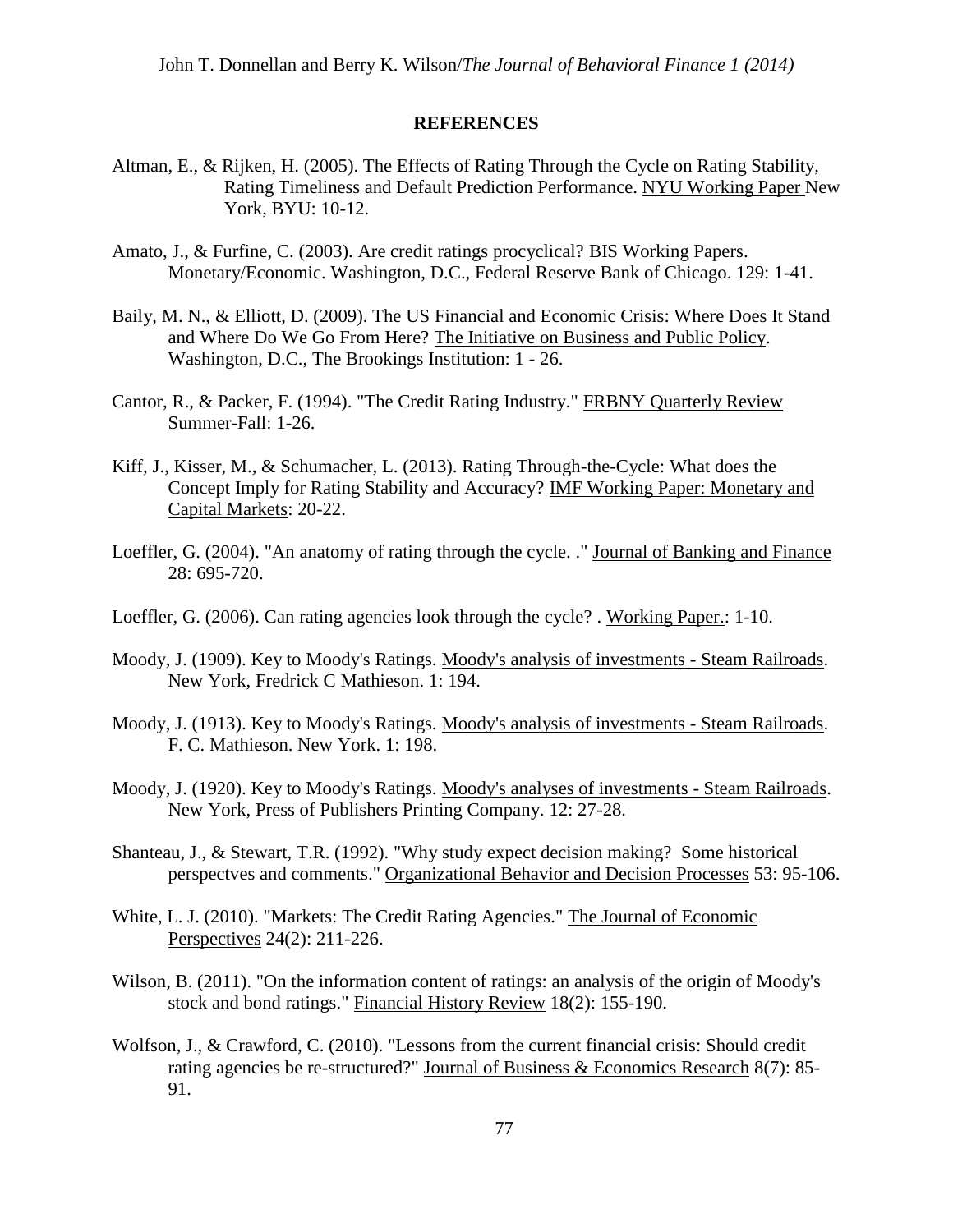## REFERENCES

Altman, E., & Rijken, H. (2005). The Effects of Rating Through the Cycle on Rating Stability, Rating Timeliness and Default Prediction Performance. NYU Working Paper New York, BYU: 10-12.

Amato, J., & Furfine, C. (2003). Are credit ratings procyclical? BIS Working Papers. Monetary/Economic. Washington, D.C., Federal Reserve Bank of Chicago. 129: 1-41.

Baily, M. N., & Elliott, D. (2009). The US Financial and Economic Crisis: Where Does It Stand and Where Do We Go From Here? The Initiative on Business and Public Policy. Washington, D.C., The Brookings Institution: 1 - 26.

Cantor, R., & Packer, F. (1994). "The Credit Rating Industry." FRBNY Quarterly Review Summer-Fall: 1-26.

Kiff, J., Kisser, M., & Schumacher, L. (2013). Rating Through-the-Cycle: What does the Concept Imply for Rating Stability and Accuracy? IMF Working Paper: Monetary and Capital Markets: 20-22.

Loeffler, G. (2004). "An anatomy of rating through the cycle. ." Journal of Banking and Finance 28: 695-720.

Loeffler, G. (2006). Can rating agencies look through the cycle? . Working Paper.: 1-10.

Moody, J. (1909). Key to Moody's Ratings. Moody's analysis of investments - Steam Railroads. New York, Fredrick C Mathieson. 1: 194.

Moody, J. (1913). Key to Moody's Ratings. Moody's analysis of investments - Steam Railroads. F. C. Mathieson. New York. 1: 198.

Moody, J. (1920). Key to Moody's Ratings. Moody's analyses of investments - Steam Railroads. New York, Press of Publishers Printing Company. 12: 27-28.

Shanteau, J., & Stewart, T.R. (1992). "Why study expect decision making? Some historical perspectves and comments." Organizational Behavior and Decision Processes 53: 95-106.

White, L. J. (2010). "Markets: The Credit Rating Agencies." The Journal of Economic Perspectives 24(2): 211-226.

Wilson, B. (2011). "On the information content of ratings: an analysis of the origin of Moody's stock and bond ratings." Financial History Review 18(2): 155-190.

Wolfson, J., & Crawford, C. (2010). "Lessons from the current financial crisis: Should credit rating agencies be re-structured?" Journal of Business & Economics Research 8(7): 85-91.